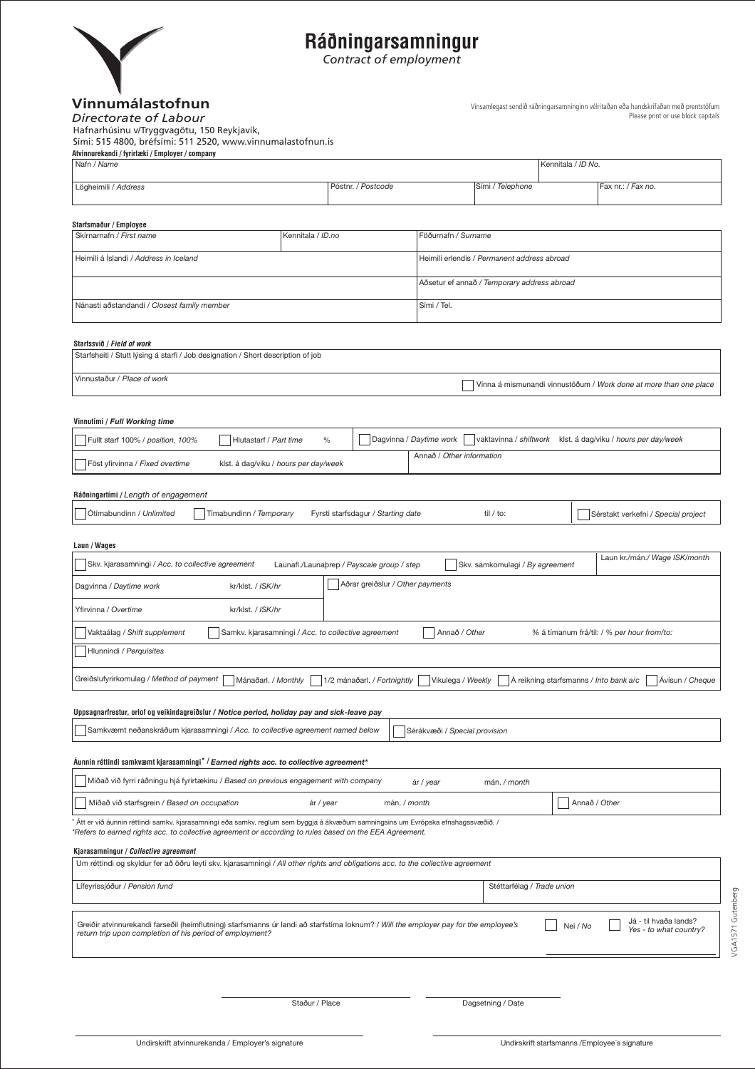# Ráðningarsamningur

*Contract of employment*

**Vinnumálastofnun**

*Directorate of Labour*

Hafnarhúsinu v/Tryggvagötu, 150 Reykjavík,

Sími: 515 4800, bréfsími: 511 2520, www.vinnumalastofnun.is

Vinsamlegast sendið ráðningarsamninginn vélritaðan eða handskrifaðan með prentstöfum

Please print or use block capitals

**Atvinnurekandi / fyrirtæki / Employer / company**

| | | | |
|---|---|---|---|
| Nafn / *Name* | | Kennitala / *ID No.* | |
| Lögheimili / *Address* | Póstnr. / *Postcode* | Sími / *Telephone* | Fax nr.: / *Fax no.* |

**Starfsmaður / Employee**

| | | |
|---|---|---|
| Skírnarnafn / *First name* | Kennitala / *ID.no* | Föðurnafn / *Surname* |
| Heimili á Íslandi / *Address in Iceland* | | Heimili erlendis / *Permanent address abroad* |
| | | Aðsetur ef annað / *Temporary address abroad* |
| Nánasti aðstandandi / *Closest family member* | | Sími / Tel. |

**Starfssvið / *Field of work***

| |
|---|
| Starfsheiti / Stutt lýsing á starfi / Job designation / Short description of job |
| Vinnustaður / *Place of work* ☐ Vinna á mismunandi vinnustöðum / *Work done at more than one place* |

**Vinnutími / *Full Working time***

| | |
|---|---|
| ☐ Fullt starf 100% / *position, 100%* ☐ Hlutastarf / *Part time* % | ☐ Dagvinna / *Daytime work* ☐ vaktavinna / *shiftwork* klst. á dag/viku / *hours per day/week* |
| ☐ Föst yfirvinna / *Fixed overtime* klst. á dag/viku / *hours per day/week* | Annað / *Other information* |

**Ráðningartími / *Length of engagement***

☐ Ótímabundinn / *Unlimited* ☐ Tímabundinn / *Temporary* Fyrsti starfsdagur / *Starting date* til / to: ☐ Sérstakt verkefni / *Special project*

**Laun / Wages**

| | | |
|---|---|---|
| ☐ Skv. kjarasamningi / *Acc. to collective agreement* Launafl./Launaþrep / *Payscale group / step* | ☐ Skv. samkomulagi / *By agreement* | Laun kr./mán./ *Wage ISK/month* |
| Dagvinna / *Daytime work* kr/klst. / *ISK/hr* | ☐ Aðrar greiðslur / *Other payments* | |
| Yfirvinna / *Overtime* kr/klst. / *ISK/hr* | | |
| ☐ Vaktaálag / *Shift supplement* ☐ Samkv. kjarasamningi / *Acc. to collective agreement* | ☐ Annað / *Other* | % á tímanum frá/til: / *% per hour from/to:* |
| ☐ Hlunnindi / *Perquisites* | | |
| Greiðslufyrirkomulag / *Method of payment* ☐ Mánaðarl. / *Monthly* ☐ 1/2 mánaðarl. / *Fortnightly* | ☐ Vikulega / *Weekly* ☐ Á reikning starfsmanns / *Into bank a/c* | ☐ Ávísun / *Cheque* |

**Uppsagnarfrestur, orlof og veikindagreiðslur / *Notice period, holiday pay and sick-leave pay***

☐ Samkvæmt neðanskráðum kjarasamningi / *Acc. to collective agreement named below* ☐ Sérákvæði / *Special provision*

**Áunnin réttindi samkvæmt kjarasamningi* / *Earned rights acc. to collective agreement****

| | |
|---|---|
| ☐ Miðað við fyrri ráðningu hjá fyrirtækinu / *Based on previous engagement with company* ár / *year* mán. / *month* | |
| ☐ Miðað við starfsgrein / *Based on occupation* ár / *year* mán. / *month* | ☐ Annað / *Other* |

* Átt er við áunnin réttindi samkv. kjarasamningi eða samkv. reglum sem byggja á ákvæðum samningsins um Evrópska efnahagssvæðið. /
**Refers to earned rights acc. to collective agreement or according to rules based on the EEA Agreement.*

**Kjarasamningur / *Collective agreement***

| | |
|---|---|
| Um réttindi og skyldur fer að öðru leyti skv. kjarasamningi / *All other rights and obligations acc. to the collective agreement* | |
| Lífeyrissjóður / *Pension fund* | Stéttarfélag / *Trade union* |

Greiðir atvinnurekandi farseðil (heimflutning) starfsmanns úr landi að starfstíma loknum? / *Will the employer pay for the employee's return trip upon completion of his period of employment?* ☐ Nei / *No* ☐ Já - til hvaða lands? *Yes - to what country?*

Staður / Place

Dagsetning / Date

Undirskrift atvinnurekanda / Employer's signature

Undirskrift starfsmanns /Employee´s signature

VGA1571 Gutenberg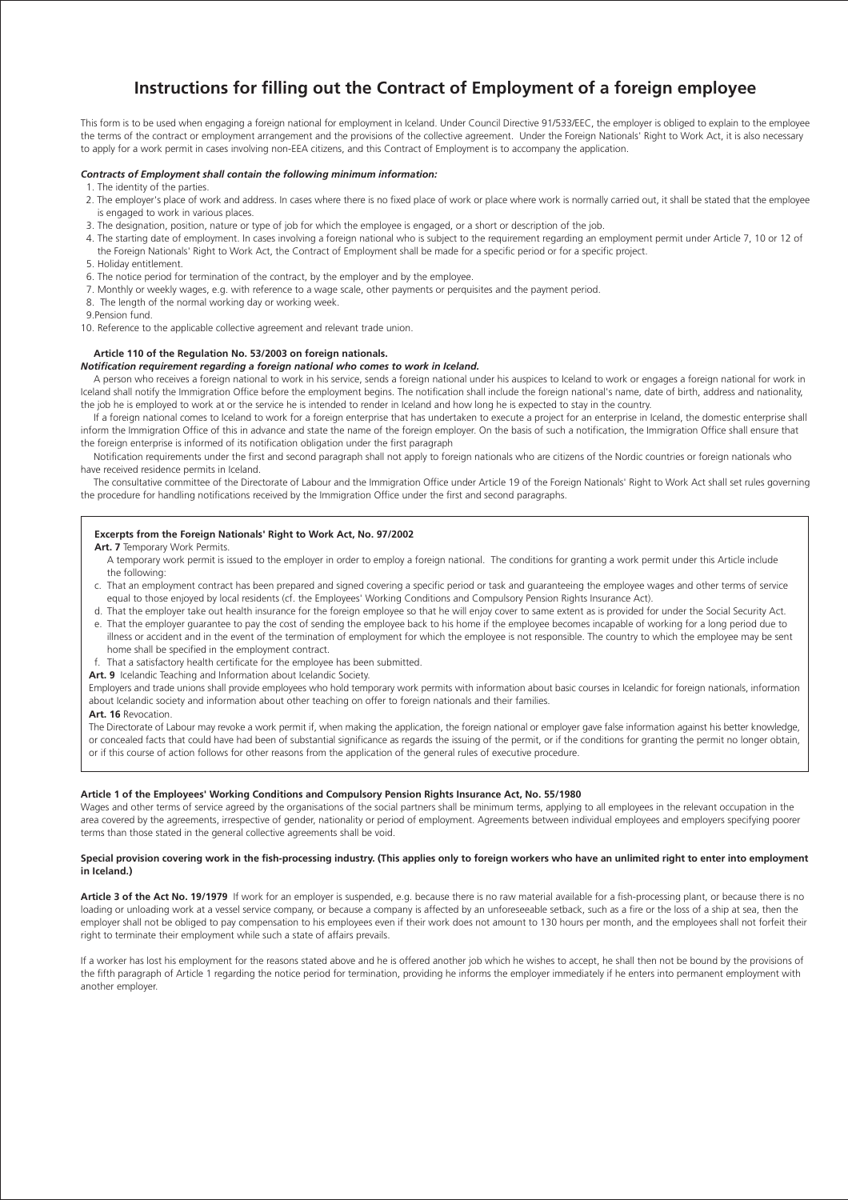# Instructions for filling out the Contract of Employment of a foreign employee

This form is to be used when engaging a foreign national for employment in Iceland. Under Council Directive 91/533/EEC, the employer is obliged to explain to the employee the terms of the contract or employment arrangement and the provisions of the collective agreement. Under the Foreign Nationals' Right to Work Act, it is also necessary to apply for a work permit in cases involving non-EEA citizens, and this Contract of Employment is to accompany the application.

***Contracts of Employment shall contain the following minimum information:***

1. The identity of the parties.
2. The employer's place of work and address. In cases where there is no fixed place of work or place where work is normally carried out, it shall be stated that the employee is engaged to work in various places.
3. The designation, position, nature or type of job for which the employee is engaged, or a short or description of the job.
4. The starting date of employment. In cases involving a foreign national who is subject to the requirement regarding an employment permit under Article 7, 10 or 12 of the Foreign Nationals' Right to Work Act, the Contract of Employment shall be made for a specific period or for a specific project.
5. Holiday entitlement.
6. The notice period for termination of the contract, by the employer and by the employee.
7. Monthly or weekly wages, e.g. with reference to a wage scale, other payments or perquisites and the payment period.
8. The length of the normal working day or working week.
9. Pension fund.
10. Reference to the applicable collective agreement and relevant trade union.

**Article 110 of the Regulation No. 53/2003 on foreign nationals.**

***Notification requirement regarding a foreign national who comes to work in Iceland.***

A person who receives a foreign national to work in his service, sends a foreign national under his auspices to Iceland to work or engages a foreign national for work in Iceland shall notify the Immigration Office before the employment begins. The notification shall include the foreign national's name, date of birth, address and nationality, the job he is employed to work at or the service he is intended to render in Iceland and how long he is expected to stay in the country.

If a foreign national comes to Iceland to work for a foreign enterprise that has undertaken to execute a project for an enterprise in Iceland, the domestic enterprise shall inform the Immigration Office of this in advance and state the name of the foreign employer. On the basis of such a notification, the Immigration Office shall ensure that the foreign enterprise is informed of its notification obligation under the first paragraph

Notification requirements under the first and second paragraph shall not apply to foreign nationals who are citizens of the Nordic countries or foreign nationals who have received residence permits in Iceland.

The consultative committee of the Directorate of Labour and the Immigration Office under Article 19 of the Foreign Nationals' Right to Work Act shall set rules governing the procedure for handling notifications received by the Immigration Office under the first and second paragraphs.

**Excerpts from the Foreign Nationals' Right to Work Act, No. 97/2002**

**Art. 7** Temporary Work Permits.

A temporary work permit is issued to the employer in order to employ a foreign national. The conditions for granting a work permit under this Article include the following:

c. That an employment contract has been prepared and signed covering a specific period or task and guaranteeing the employee wages and other terms of service equal to those enjoyed by local residents (cf. the Employees' Working Conditions and Compulsory Pension Rights Insurance Act).

d. That the employer take out health insurance for the foreign employee so that he will enjoy cover to same extent as is provided for under the Social Security Act.

e. That the employer guarantee to pay the cost of sending the employee back to his home if the employee becomes incapable of working for a long period due to illness or accident and in the event of the termination of employment for which the employee is not responsible. The country to which the employee may be sent home shall be specified in the employment contract.

f. That a satisfactory health certificate for the employee has been submitted.

**Art. 9** Icelandic Teaching and Information about Icelandic Society.

Employers and trade unions shall provide employees who hold temporary work permits with information about basic courses in Icelandic for foreign nationals, information about Icelandic society and information about other teaching on offer to foreign nationals and their families.

**Art. 16** Revocation.

The Directorate of Labour may revoke a work permit if, when making the application, the foreign national or employer gave false information against his better knowledge, or concealed facts that could have had been of substantial significance as regards the issuing of the permit, or if the conditions for granting the permit no longer obtain, or if this course of action follows for other reasons from the application of the general rules of executive procedure.

**Article 1 of the Employees' Working Conditions and Compulsory Pension Rights Insurance Act, No. 55/1980**

Wages and other terms of service agreed by the organisations of the social partners shall be minimum terms, applying to all employees in the relevant occupation in the area covered by the agreements, irrespective of gender, nationality or period of employment. Agreements between individual employees and employers specifying poorer terms than those stated in the general collective agreements shall be void.

**Special provision covering work in the fish-processing industry. (This applies only to foreign workers who have an unlimited right to enter into employment in Iceland.)**

**Article 3 of the Act No. 19/1979** If work for an employer is suspended, e.g. because there is no raw material available for a fish-processing plant, or because there is no loading or unloading work at a vessel service company, or because a company is affected by an unforeseeable setback, such as a fire or the loss of a ship at sea, then the employer shall not be obliged to pay compensation to his employees even if their work does not amount to 130 hours per month, and the employees shall not forfeit their right to terminate their employment while such a state of affairs prevails.

If a worker has lost his employment for the reasons stated above and he is offered another job which he wishes to accept, he shall then not be bound by the provisions of the fifth paragraph of Article 1 regarding the notice period for termination, providing he informs the employer immediately if he enters into permanent employment with another employer.